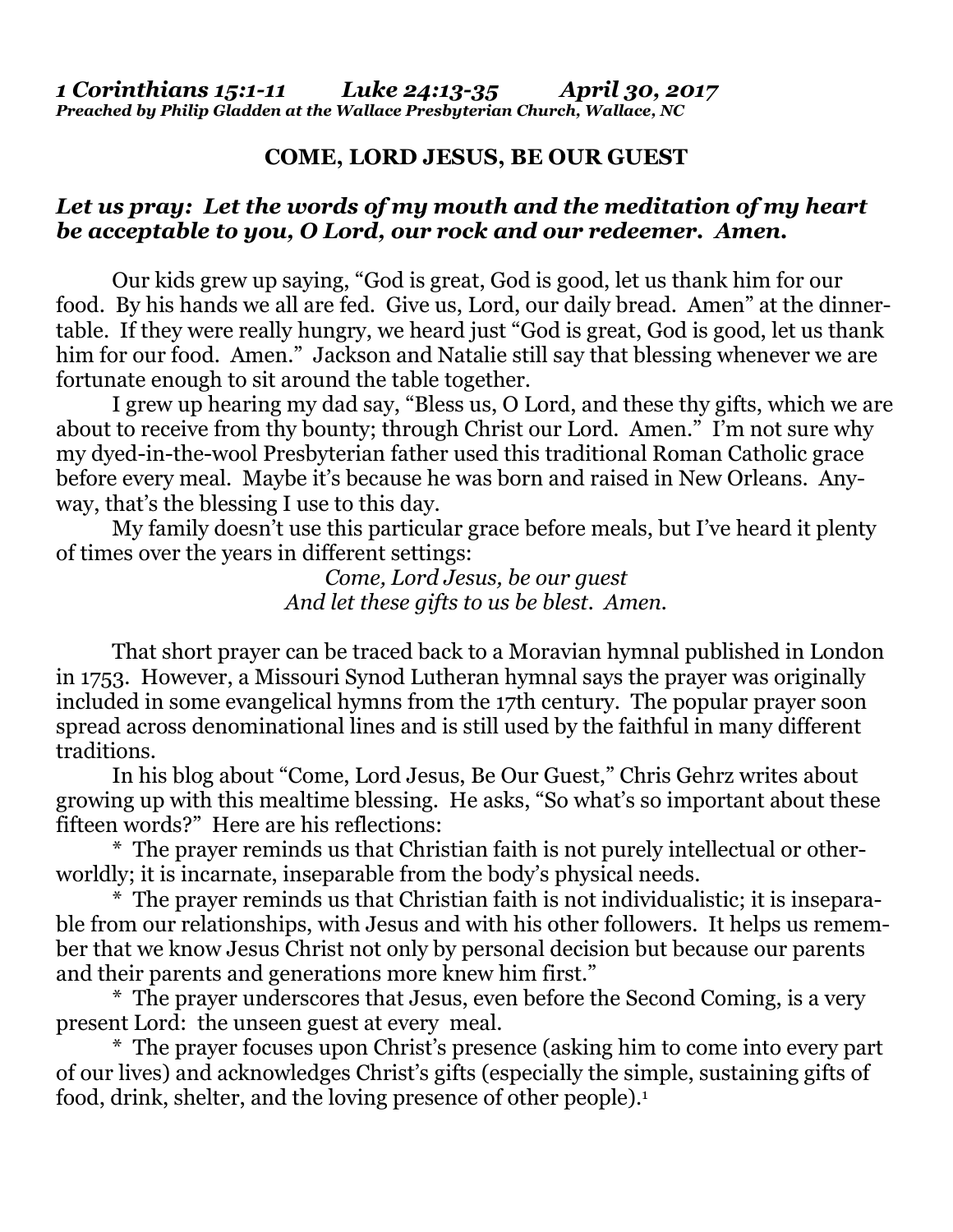***1 Corinthians 15:1-11 Luke 24:13-35 April 30, 2017***
***Preached by Philip Gladden at the Wallace Presbyterian Church, Wallace, NC***

**COME, LORD JESUS, BE OUR GUEST**

***Let us pray: Let the words of my mouth and the meditation of my heart be acceptable to you, O Lord, our rock and our redeemer. Amen.***

Our kids grew up saying, "God is great, God is good, let us thank him for our food. By his hands we all are fed. Give us, Lord, our daily bread. Amen" at the dinner-table. If they were really hungry, we heard just "God is great, God is good, let us thank him for our food. Amen." Jackson and Natalie still say that blessing whenever we are fortunate enough to sit around the table together.

I grew up hearing my dad say, "Bless us, O Lord, and these thy gifts, which we are about to receive from thy bounty; through Christ our Lord. Amen." I'm not sure why my dyed-in-the-wool Presbyterian father used this traditional Roman Catholic grace before every meal. Maybe it's because he was born and raised in New Orleans. Any-way, that's the blessing I use to this day.

My family doesn't use this particular grace before meals, but I've heard it plenty of times over the years in different settings:

*Come, Lord Jesus, be our guest*
*And let these gifts to us be blest. Amen.*

That short prayer can be traced back to a Moravian hymnal published in London in 1753. However, a Missouri Synod Lutheran hymnal says the prayer was originally included in some evangelical hymns from the 17th century. The popular prayer soon spread across denominational lines and is still used by the faithful in many different traditions.

In his blog about "Come, Lord Jesus, Be Our Guest," Chris Gehrz writes about growing up with this mealtime blessing. He asks, "So what's so important about these fifteen words?" Here are his reflections:

\* The prayer reminds us that Christian faith is not purely intellectual or other-worldly; it is incarnate, inseparable from the body's physical needs.

\* The prayer reminds us that Christian faith is not individualistic; it is insepara-ble from our relationships, with Jesus and with his other followers. It helps us remem-ber that we know Jesus Christ not only by personal decision but because our parents and their parents and generations more knew him first."

\* The prayer underscores that Jesus, even before the Second Coming, is a very present Lord: the unseen guest at every meal.

\* The prayer focuses upon Christ's presence (asking him to come into every part of our lives) and acknowledges Christ's gifts (especially the simple, sustaining gifts of food, drink, shelter, and the loving presence of other people).[1]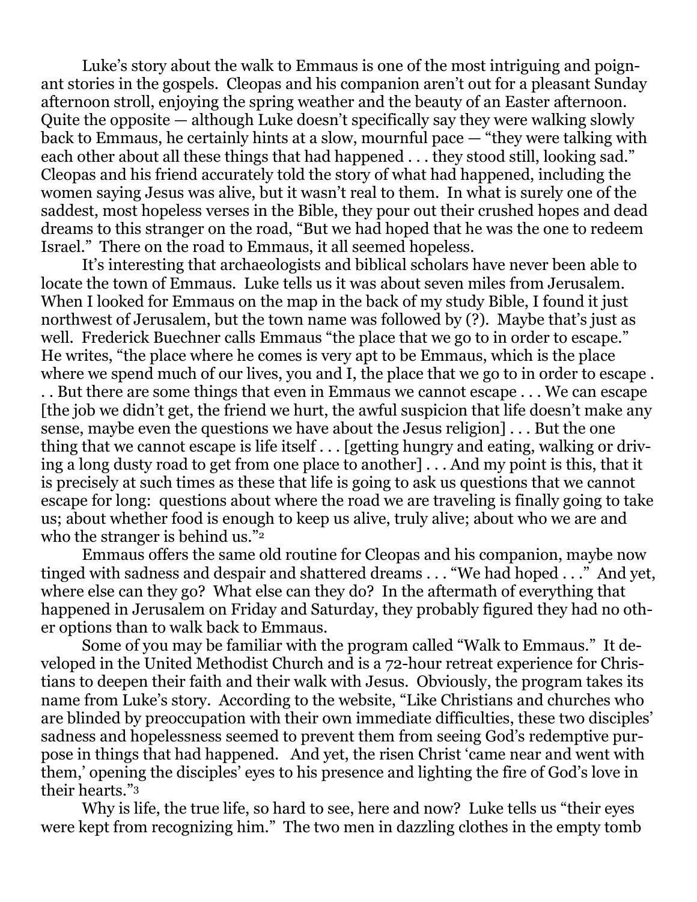Luke's story about the walk to Emmaus is one of the most intriguing and poignant stories in the gospels. Cleopas and his companion aren't out for a pleasant Sunday afternoon stroll, enjoying the spring weather and the beauty of an Easter afternoon. Quite the opposite — although Luke doesn't specifically say they were walking slowly back to Emmaus, he certainly hints at a slow, mournful pace — "they were talking with each other about all these things that had happened . . . they stood still, looking sad." Cleopas and his friend accurately told the story of what had happened, including the women saying Jesus was alive, but it wasn't real to them. In what is surely one of the saddest, most hopeless verses in the Bible, they pour out their crushed hopes and dead dreams to this stranger on the road, "But we had hoped that he was the one to redeem Israel." There on the road to Emmaus, it all seemed hopeless.

It's interesting that archaeologists and biblical scholars have never been able to locate the town of Emmaus. Luke tells us it was about seven miles from Jerusalem. When I looked for Emmaus on the map in the back of my study Bible, I found it just northwest of Jerusalem, but the town name was followed by (?). Maybe that's just as well. Frederick Buechner calls Emmaus "the place that we go to in order to escape." He writes, "the place where he comes is very apt to be Emmaus, which is the place where we spend much of our lives, you and I, the place that we go to in order to escape . . . But there are some things that even in Emmaus we cannot escape . . . We can escape [the job we didn't get, the friend we hurt, the awful suspicion that life doesn't make any sense, maybe even the questions we have about the Jesus religion] . . . But the one thing that we cannot escape is life itself . . . [getting hungry and eating, walking or driving a long dusty road to get from one place to another] . . . And my point is this, that it is precisely at such times as these that life is going to ask us questions that we cannot escape for long: questions about where the road we are traveling is finally going to take us; about whether food is enough to keep us alive, truly alive; about who we are and who the stranger is behind us."[2]

Emmaus offers the same old routine for Cleopas and his companion, maybe now tinged with sadness and despair and shattered dreams . . . "We had hoped . . ." And yet, where else can they go? What else can they do? In the aftermath of everything that happened in Jerusalem on Friday and Saturday, they probably figured they had no other options than to walk back to Emmaus.

Some of you may be familiar with the program called "Walk to Emmaus." It developed in the United Methodist Church and is a 72-hour retreat experience for Christians to deepen their faith and their walk with Jesus. Obviously, the program takes its name from Luke's story. According to the website, "Like Christians and churches who are blinded by preoccupation with their own immediate difficulties, these two disciples' sadness and hopelessness seemed to prevent them from seeing God's redemptive purpose in things that had happened. And yet, the risen Christ 'came near and went with them,' opening the disciples' eyes to his presence and lighting the fire of God's love in their hearts."[3]

Why is life, the true life, so hard to see, here and now? Luke tells us "their eyes were kept from recognizing him." The two men in dazzling clothes in the empty tomb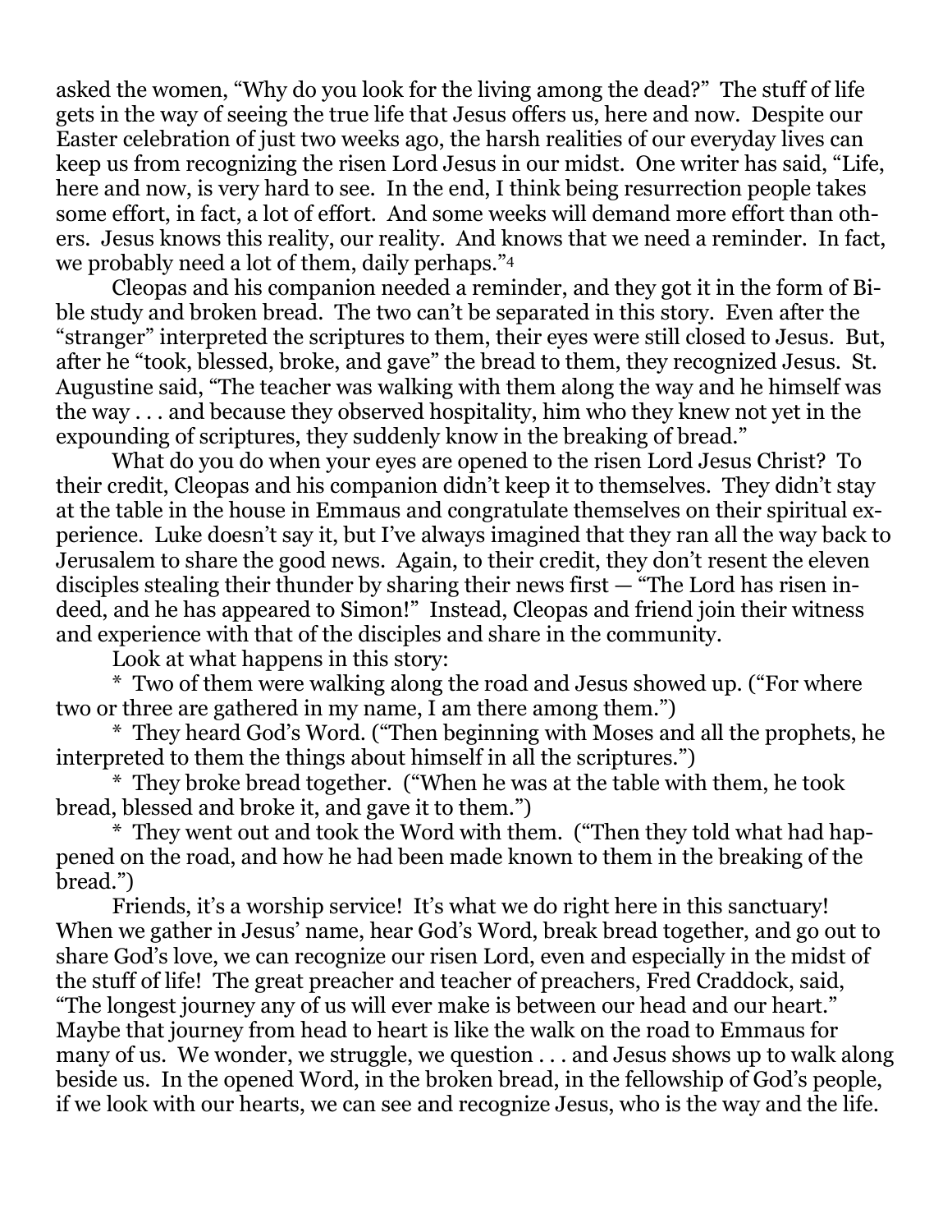asked the women, "Why do you look for the living among the dead?" The stuff of life gets in the way of seeing the true life that Jesus offers us, here and now. Despite our Easter celebration of just two weeks ago, the harsh realities of our everyday lives can keep us from recognizing the risen Lord Jesus in our midst. One writer has said, "Life, here and now, is very hard to see. In the end, I think being resurrection people takes some effort, in fact, a lot of effort. And some weeks will demand more effort than others. Jesus knows this reality, our reality. And knows that we need a reminder. In fact, we probably need a lot of them, daily perhaps."[4]

Cleopas and his companion needed a reminder, and they got it in the form of Bible study and broken bread. The two can't be separated in this story. Even after the "stranger" interpreted the scriptures to them, their eyes were still closed to Jesus. But, after he "took, blessed, broke, and gave" the bread to them, they recognized Jesus. St. Augustine said, "The teacher was walking with them along the way and he himself was the way . . . and because they observed hospitality, him who they knew not yet in the expounding of scriptures, they suddenly know in the breaking of bread."

What do you do when your eyes are opened to the risen Lord Jesus Christ? To their credit, Cleopas and his companion didn't keep it to themselves. They didn't stay at the table in the house in Emmaus and congratulate themselves on their spiritual experience. Luke doesn't say it, but I've always imagined that they ran all the way back to Jerusalem to share the good news. Again, to their credit, they don't resent the eleven disciples stealing their thunder by sharing their news first — "The Lord has risen indeed, and he has appeared to Simon!" Instead, Cleopas and friend join their witness and experience with that of the disciples and share in the community.

Look at what happens in this story:

* Two of them were walking along the road and Jesus showed up. ("For where two or three are gathered in my name, I am there among them.")

* They heard God's Word. ("Then beginning with Moses and all the prophets, he interpreted to them the things about himself in all the scriptures.")

* They broke bread together. ("When he was at the table with them, he took bread, blessed and broke it, and gave it to them.")

* They went out and took the Word with them. ("Then they told what had happened on the road, and how he had been made known to them in the breaking of the bread.")

Friends, it's a worship service! It's what we do right here in this sanctuary! When we gather in Jesus' name, hear God's Word, break bread together, and go out to share God's love, we can recognize our risen Lord, even and especially in the midst of the stuff of life! The great preacher and teacher of preachers, Fred Craddock, said, "The longest journey any of us will ever make is between our head and our heart." Maybe that journey from head to heart is like the walk on the road to Emmaus for many of us. We wonder, we struggle, we question . . . and Jesus shows up to walk along beside us. In the opened Word, in the broken bread, in the fellowship of God's people, if we look with our hearts, we can see and recognize Jesus, who is the way and the life.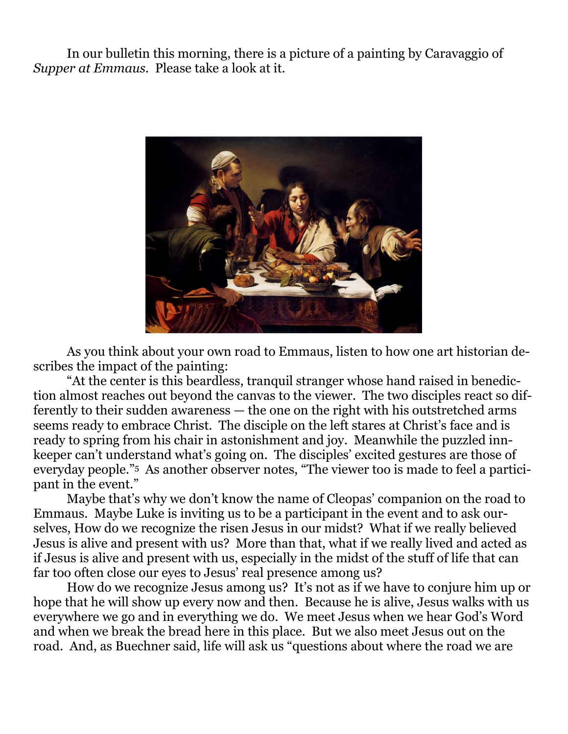In our bulletin this morning, there is a picture of a painting by Caravaggio of *Supper at Emmaus*. Please take a look at it.

As you think about your own road to Emmaus, listen to how one art historian describes the impact of the painting:

"At the center is this beardless, tranquil stranger whose hand raised in benediction almost reaches out beyond the canvas to the viewer. The two disciples react so differently to their sudden awareness — the one on the right with his outstretched arms seems ready to embrace Christ. The disciple on the left stares at Christ's face and is ready to spring from his chair in astonishment and joy. Meanwhile the puzzled innkeeper can't understand what's going on. The disciples' excited gestures are those of everyday people."[5] As another observer notes, "The viewer too is made to feel a participant in the event."

Maybe that's why we don't know the name of Cleopas' companion on the road to Emmaus. Maybe Luke is inviting us to be a participant in the event and to ask ourselves, How do we recognize the risen Jesus in our midst? What if we really believed Jesus is alive and present with us? More than that, what if we really lived and acted as if Jesus is alive and present with us, especially in the midst of the stuff of life that can far too often close our eyes to Jesus' real presence among us?

How do we recognize Jesus among us? It's not as if we have to conjure him up or hope that he will show up every now and then. Because he is alive, Jesus walks with us everywhere we go and in everything we do. We meet Jesus when we hear God's Word and when we break the bread here in this place. But we also meet Jesus out on the road. And, as Buechner said, life will ask us "questions about where the road we are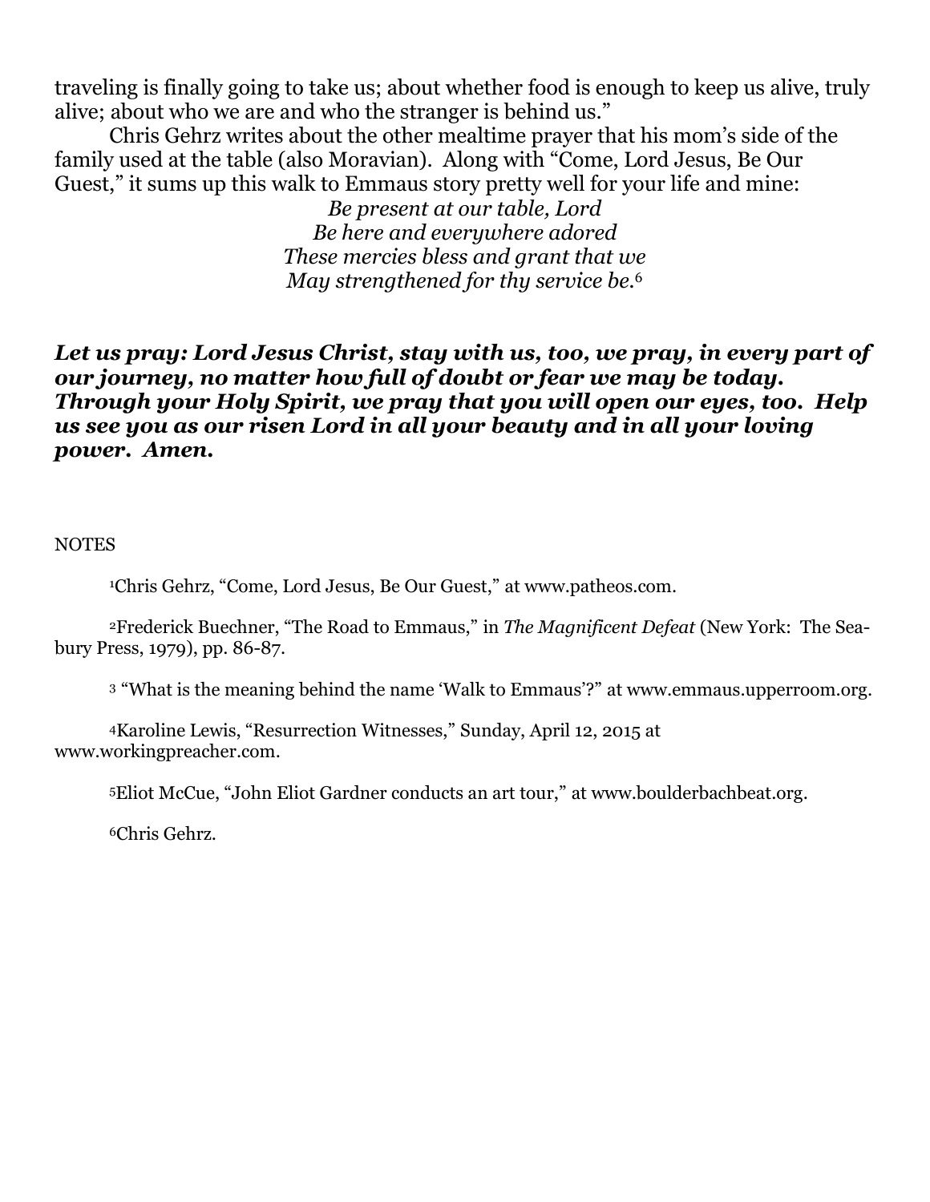traveling is finally going to take us; about whether food is enough to keep us alive, truly alive; about who we are and who the stranger is behind us."

Chris Gehrz writes about the other mealtime prayer that his mom's side of the family used at the table (also Moravian). Along with "Come, Lord Jesus, Be Our Guest," it sums up this walk to Emmaus story pretty well for your life and mine:

*Be present at our table, Lord*
*Be here and everywhere adored*
*These mercies bless and grant that we*
*May strengthened for thy service be.*[6]

***Let us pray: Lord Jesus Christ, stay with us, too, we pray, in every part of our journey, no matter how full of doubt or fear we may be today. Through your Holy Spirit, we pray that you will open our eyes, too. Help us see you as our risen Lord in all your beauty and in all your loving power. Amen.***

NOTES

[1]Chris Gehrz, "Come, Lord Jesus, Be Our Guest," at www.patheos.com.

[2]Frederick Buechner, "The Road to Emmaus," in *The Magnificent Defeat* (New York: The Seabury Press, 1979), pp. 86-87.

[3] "What is the meaning behind the name 'Walk to Emmaus'?" at www.emmaus.upperroom.org.

[4]Karoline Lewis, "Resurrection Witnesses," Sunday, April 12, 2015 at www.workingpreacher.com.

[5]Eliot McCue, "John Eliot Gardner conducts an art tour," at www.boulderbachbeat.org.

[6]Chris Gehrz.